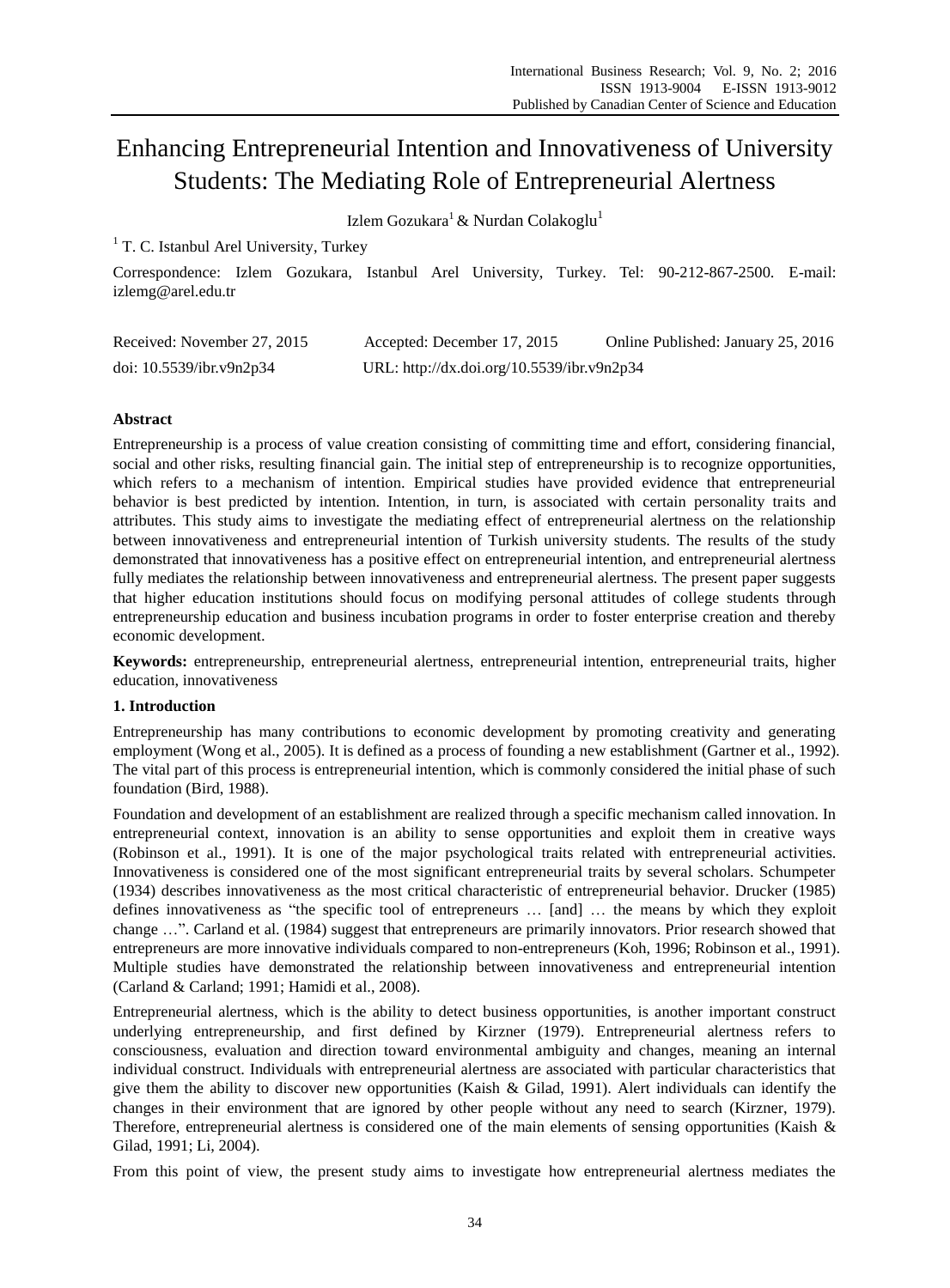# Enhancing Entrepreneurial Intention and Innovativeness of University Students: The Mediating Role of Entrepreneurial Alertness

Izlem Gozukara[1] & Nurdan Colakoglu[1]

[1] T. C. Istanbul Arel University, Turkey

Correspondence: Izlem Gozukara, Istanbul Arel University, Turkey. Tel: 90-212-867-2500. E-mail: izlemg@arel.edu.tr

Received: November 27, 2015 Accepted: December 17, 2015 Online Published: January 25, 2016

doi: 10.5539/ibr.v9n2p34 URL: http://dx.doi.org/10.5539/ibr.v9n2p34

**Abstract**

Entrepreneurship is a process of value creation consisting of committing time and effort, considering financial, social and other risks, resulting financial gain. The initial step of entrepreneurship is to recognize opportunities, which refers to a mechanism of intention. Empirical studies have provided evidence that entrepreneurial behavior is best predicted by intention. Intention, in turn, is associated with certain personality traits and attributes. This study aims to investigate the mediating effect of entrepreneurial alertness on the relationship between innovativeness and entrepreneurial intention of Turkish university students. The results of the study demonstrated that innovativeness has a positive effect on entrepreneurial intention, and entrepreneurial alertness fully mediates the relationship between innovativeness and entrepreneurial alertness. The present paper suggests that higher education institutions should focus on modifying personal attitudes of college students through entrepreneurship education and business incubation programs in order to foster enterprise creation and thereby economic development.

**Keywords:** entrepreneurship, entrepreneurial alertness, entrepreneurial intention, entrepreneurial traits, higher education, innovativeness

## 1. Introduction

Entrepreneurship has many contributions to economic development by promoting creativity and generating employment (Wong et al., 2005). It is defined as a process of founding a new establishment (Gartner et al., 1992). The vital part of this process is entrepreneurial intention, which is commonly considered the initial phase of such foundation (Bird, 1988).

Foundation and development of an establishment are realized through a specific mechanism called innovation. In entrepreneurial context, innovation is an ability to sense opportunities and exploit them in creative ways (Robinson et al., 1991). It is one of the major psychological traits related with entrepreneurial activities. Innovativeness is considered one of the most significant entrepreneurial traits by several scholars. Schumpeter (1934) describes innovativeness as the most critical characteristic of entrepreneurial behavior. Drucker (1985) defines innovativeness as "the specific tool of entrepreneurs … [and] … the means by which they exploit change …". Carland et al. (1984) suggest that entrepreneurs are primarily innovators. Prior research showed that entrepreneurs are more innovative individuals compared to non-entrepreneurs (Koh, 1996; Robinson et al., 1991). Multiple studies have demonstrated the relationship between innovativeness and entrepreneurial intention (Carland & Carland; 1991; Hamidi et al., 2008).

Entrepreneurial alertness, which is the ability to detect business opportunities, is another important construct underlying entrepreneurship, and first defined by Kirzner (1979). Entrepreneurial alertness refers to consciousness, evaluation and direction toward environmental ambiguity and changes, meaning an internal individual construct. Individuals with entrepreneurial alertness are associated with particular characteristics that give them the ability to discover new opportunities (Kaish & Gilad, 1991). Alert individuals can identify the changes in their environment that are ignored by other people without any need to search (Kirzner, 1979). Therefore, entrepreneurial alertness is considered one of the main elements of sensing opportunities (Kaish & Gilad, 1991; Li, 2004).

From this point of view, the present study aims to investigate how entrepreneurial alertness mediates the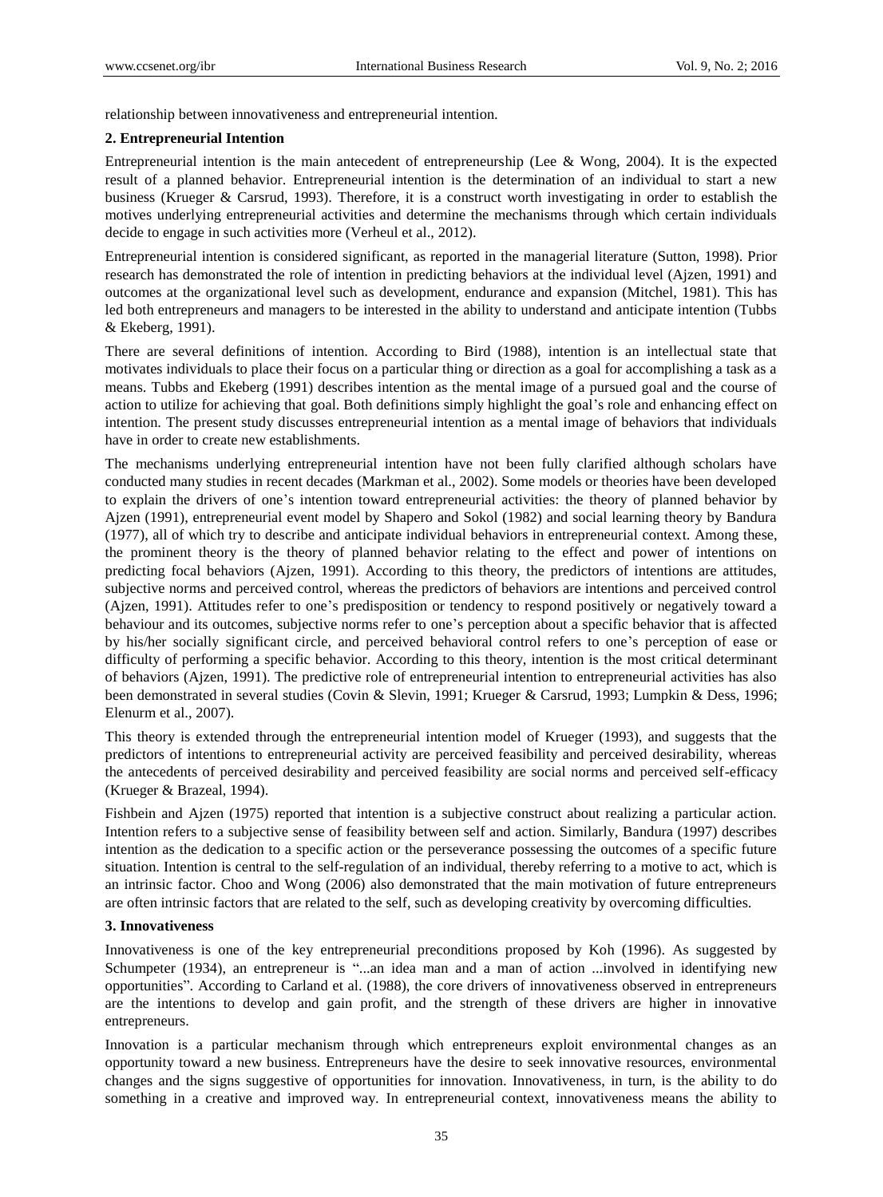relationship between innovativeness and entrepreneurial intention.

## 2. Entrepreneurial Intention

Entrepreneurial intention is the main antecedent of entrepreneurship (Lee & Wong, 2004). It is the expected result of a planned behavior. Entrepreneurial intention is the determination of an individual to start a new business (Krueger & Carsrud, 1993). Therefore, it is a construct worth investigating in order to establish the motives underlying entrepreneurial activities and determine the mechanisms through which certain individuals decide to engage in such activities more (Verheul et al., 2012).

Entrepreneurial intention is considered significant, as reported in the managerial literature (Sutton, 1998). Prior research has demonstrated the role of intention in predicting behaviors at the individual level (Ajzen, 1991) and outcomes at the organizational level such as development, endurance and expansion (Mitchel, 1981). This has led both entrepreneurs and managers to be interested in the ability to understand and anticipate intention (Tubbs & Ekeberg, 1991).

There are several definitions of intention. According to Bird (1988), intention is an intellectual state that motivates individuals to place their focus on a particular thing or direction as a goal for accomplishing a task as a means. Tubbs and Ekeberg (1991) describes intention as the mental image of a pursued goal and the course of action to utilize for achieving that goal. Both definitions simply highlight the goal's role and enhancing effect on intention. The present study discusses entrepreneurial intention as a mental image of behaviors that individuals have in order to create new establishments.

The mechanisms underlying entrepreneurial intention have not been fully clarified although scholars have conducted many studies in recent decades (Markman et al., 2002). Some models or theories have been developed to explain the drivers of one's intention toward entrepreneurial activities: the theory of planned behavior by Ajzen (1991), entrepreneurial event model by Shapero and Sokol (1982) and social learning theory by Bandura (1977), all of which try to describe and anticipate individual behaviors in entrepreneurial context. Among these, the prominent theory is the theory of planned behavior relating to the effect and power of intentions on predicting focal behaviors (Ajzen, 1991). According to this theory, the predictors of intentions are attitudes, subjective norms and perceived control, whereas the predictors of behaviors are intentions and perceived control (Ajzen, 1991). Attitudes refer to one's predisposition or tendency to respond positively or negatively toward a behaviour and its outcomes, subjective norms refer to one's perception about a specific behavior that is affected by his/her socially significant circle, and perceived behavioral control refers to one's perception of ease or difficulty of performing a specific behavior. According to this theory, intention is the most critical determinant of behaviors (Ajzen, 1991). The predictive role of entrepreneurial intention to entrepreneurial activities has also been demonstrated in several studies (Covin & Slevin, 1991; Krueger & Carsrud, 1993; Lumpkin & Dess, 1996; Elenurm et al., 2007).

This theory is extended through the entrepreneurial intention model of Krueger (1993), and suggests that the predictors of intentions to entrepreneurial activity are perceived feasibility and perceived desirability, whereas the antecedents of perceived desirability and perceived feasibility are social norms and perceived self-efficacy (Krueger & Brazeal, 1994).

Fishbein and Ajzen (1975) reported that intention is a subjective construct about realizing a particular action. Intention refers to a subjective sense of feasibility between self and action. Similarly, Bandura (1997) describes intention as the dedication to a specific action or the perseverance possessing the outcomes of a specific future situation. Intention is central to the self-regulation of an individual, thereby referring to a motive to act, which is an intrinsic factor. Choo and Wong (2006) also demonstrated that the main motivation of future entrepreneurs are often intrinsic factors that are related to the self, such as developing creativity by overcoming difficulties.

## 3. Innovativeness

Innovativeness is one of the key entrepreneurial preconditions proposed by Koh (1996). As suggested by Schumpeter (1934), an entrepreneur is "...an idea man and a man of action ...involved in identifying new opportunities". According to Carland et al. (1988), the core drivers of innovativeness observed in entrepreneurs are the intentions to develop and gain profit, and the strength of these drivers are higher in innovative entrepreneurs.

Innovation is a particular mechanism through which entrepreneurs exploit environmental changes as an opportunity toward a new business. Entrepreneurs have the desire to seek innovative resources, environmental changes and the signs suggestive of opportunities for innovation. Innovativeness, in turn, is the ability to do something in a creative and improved way. In entrepreneurial context, innovativeness means the ability to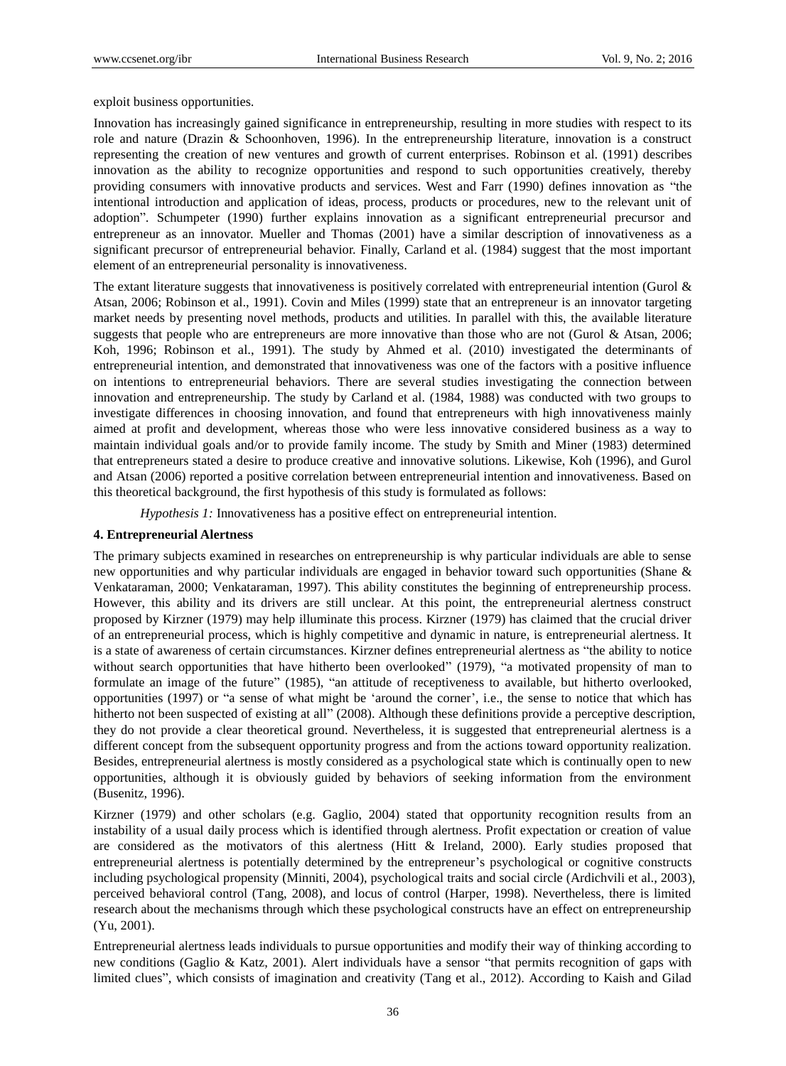exploit business opportunities.

Innovation has increasingly gained significance in entrepreneurship, resulting in more studies with respect to its role and nature (Drazin & Schoonhoven, 1996). In the entrepreneurship literature, innovation is a construct representing the creation of new ventures and growth of current enterprises. Robinson et al. (1991) describes innovation as the ability to recognize opportunities and respond to such opportunities creatively, thereby providing consumers with innovative products and services. West and Farr (1990) defines innovation as "the intentional introduction and application of ideas, process, products or procedures, new to the relevant unit of adoption". Schumpeter (1990) further explains innovation as a significant entrepreneurial precursor and entrepreneur as an innovator. Mueller and Thomas (2001) have a similar description of innovativeness as a significant precursor of entrepreneurial behavior. Finally, Carland et al. (1984) suggest that the most important element of an entrepreneurial personality is innovativeness.

The extant literature suggests that innovativeness is positively correlated with entrepreneurial intention (Gurol & Atsan, 2006; Robinson et al., 1991). Covin and Miles (1999) state that an entrepreneur is an innovator targeting market needs by presenting novel methods, products and utilities. In parallel with this, the available literature suggests that people who are entrepreneurs are more innovative than those who are not (Gurol & Atsan, 2006; Koh, 1996; Robinson et al., 1991). The study by Ahmed et al. (2010) investigated the determinants of entrepreneurial intention, and demonstrated that innovativeness was one of the factors with a positive influence on intentions to entrepreneurial behaviors. There are several studies investigating the connection between innovation and entrepreneurship. The study by Carland et al. (1984, 1988) was conducted with two groups to investigate differences in choosing innovation, and found that entrepreneurs with high innovativeness mainly aimed at profit and development, whereas those who were less innovative considered business as a way to maintain individual goals and/or to provide family income. The study by Smith and Miner (1983) determined that entrepreneurs stated a desire to produce creative and innovative solutions. Likewise, Koh (1996), and Gurol and Atsan (2006) reported a positive correlation between entrepreneurial intention and innovativeness. Based on this theoretical background, the first hypothesis of this study is formulated as follows:

*Hypothesis 1:* Innovativeness has a positive effect on entrepreneurial intention.

## 4. Entrepreneurial Alertness

The primary subjects examined in researches on entrepreneurship is why particular individuals are able to sense new opportunities and why particular individuals are engaged in behavior toward such opportunities (Shane & Venkataraman, 2000; Venkataraman, 1997). This ability constitutes the beginning of entrepreneurship process. However, this ability and its drivers are still unclear. At this point, the entrepreneurial alertness construct proposed by Kirzner (1979) may help illuminate this process. Kirzner (1979) has claimed that the crucial driver of an entrepreneurial process, which is highly competitive and dynamic in nature, is entrepreneurial alertness. It is a state of awareness of certain circumstances. Kirzner defines entrepreneurial alertness as "the ability to notice without search opportunities that have hitherto been overlooked" (1979), "a motivated propensity of man to formulate an image of the future" (1985), "an attitude of receptiveness to available, but hitherto overlooked, opportunities (1997) or "a sense of what might be 'around the corner', i.e., the sense to notice that which has hitherto not been suspected of existing at all" (2008). Although these definitions provide a perceptive description, they do not provide a clear theoretical ground. Nevertheless, it is suggested that entrepreneurial alertness is a different concept from the subsequent opportunity progress and from the actions toward opportunity realization. Besides, entrepreneurial alertness is mostly considered as a psychological state which is continually open to new opportunities, although it is obviously guided by behaviors of seeking information from the environment (Busenitz, 1996).

Kirzner (1979) and other scholars (e.g. Gaglio, 2004) stated that opportunity recognition results from an instability of a usual daily process which is identified through alertness. Profit expectation or creation of value are considered as the motivators of this alertness (Hitt & Ireland, 2000). Early studies proposed that entrepreneurial alertness is potentially determined by the entrepreneur's psychological or cognitive constructs including psychological propensity (Minniti, 2004), psychological traits and social circle (Ardichvili et al., 2003), perceived behavioral control (Tang, 2008), and locus of control (Harper, 1998). Nevertheless, there is limited research about the mechanisms through which these psychological constructs have an effect on entrepreneurship (Yu, 2001).

Entrepreneurial alertness leads individuals to pursue opportunities and modify their way of thinking according to new conditions (Gaglio & Katz, 2001). Alert individuals have a sensor "that permits recognition of gaps with limited clues", which consists of imagination and creativity (Tang et al., 2012). According to Kaish and Gilad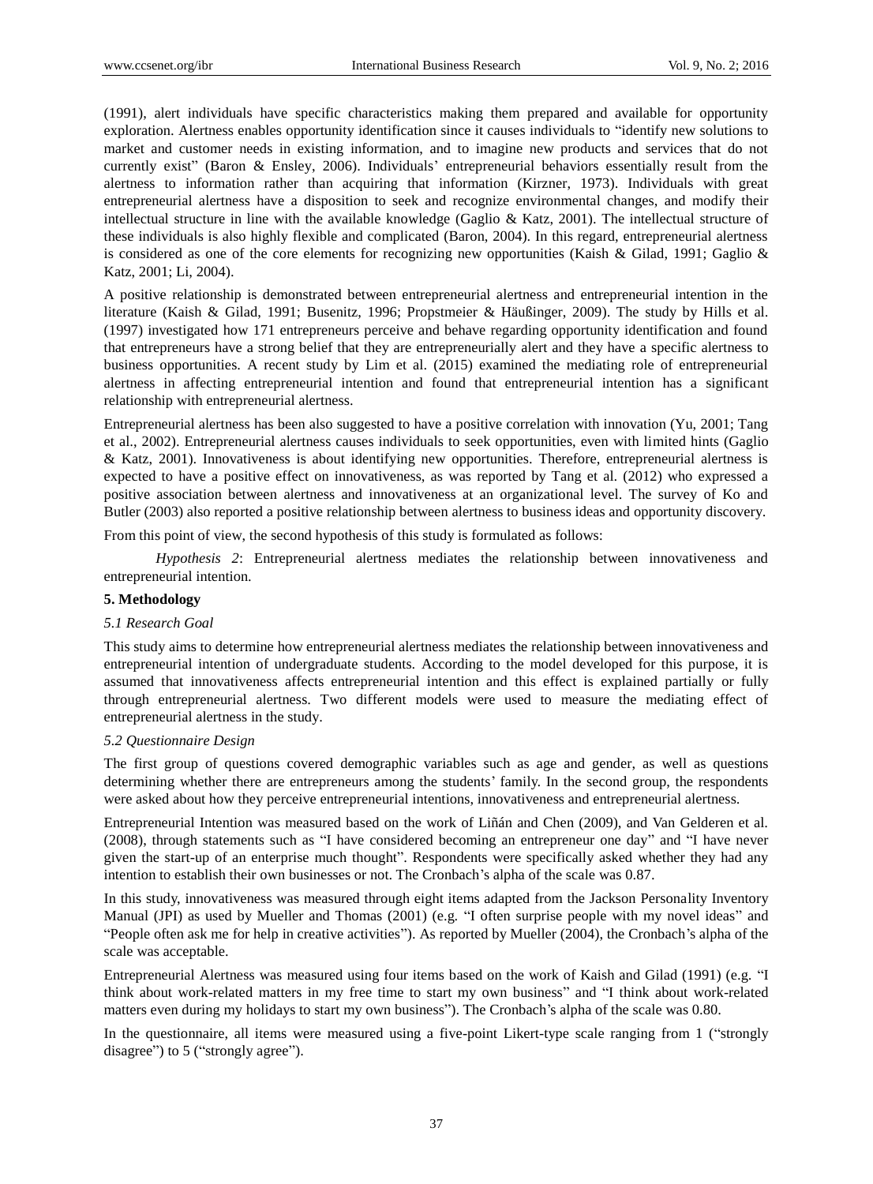(1991), alert individuals have specific characteristics making them prepared and available for opportunity exploration. Alertness enables opportunity identification since it causes individuals to "identify new solutions to market and customer needs in existing information, and to imagine new products and services that do not currently exist" (Baron & Ensley, 2006). Individuals' entrepreneurial behaviors essentially result from the alertness to information rather than acquiring that information (Kirzner, 1973). Individuals with great entrepreneurial alertness have a disposition to seek and recognize environmental changes, and modify their intellectual structure in line with the available knowledge (Gaglio & Katz, 2001). The intellectual structure of these individuals is also highly flexible and complicated (Baron, 2004). In this regard, entrepreneurial alertness is considered as one of the core elements for recognizing new opportunities (Kaish & Gilad, 1991; Gaglio & Katz, 2001; Li, 2004).

A positive relationship is demonstrated between entrepreneurial alertness and entrepreneurial intention in the literature (Kaish & Gilad, 1991; Busenitz, 1996; Propstmeier & Häußinger, 2009). The study by Hills et al. (1997) investigated how 171 entrepreneurs perceive and behave regarding opportunity identification and found that entrepreneurs have a strong belief that they are entrepreneurially alert and they have a specific alertness to business opportunities. A recent study by Lim et al. (2015) examined the mediating role of entrepreneurial alertness in affecting entrepreneurial intention and found that entrepreneurial intention has a significant relationship with entrepreneurial alertness.

Entrepreneurial alertness has been also suggested to have a positive correlation with innovation (Yu, 2001; Tang et al., 2002). Entrepreneurial alertness causes individuals to seek opportunities, even with limited hints (Gaglio & Katz, 2001). Innovativeness is about identifying new opportunities. Therefore, entrepreneurial alertness is expected to have a positive effect on innovativeness, as was reported by Tang et al. (2012) who expressed a positive association between alertness and innovativeness at an organizational level. The survey of Ko and Butler (2003) also reported a positive relationship between alertness to business ideas and opportunity discovery.

From this point of view, the second hypothesis of this study is formulated as follows:

*Hypothesis 2*: Entrepreneurial alertness mediates the relationship between innovativeness and entrepreneurial intention.

## 5. Methodology

### *5.1 Research Goal*

This study aims to determine how entrepreneurial alertness mediates the relationship between innovativeness and entrepreneurial intention of undergraduate students. According to the model developed for this purpose, it is assumed that innovativeness affects entrepreneurial intention and this effect is explained partially or fully through entrepreneurial alertness. Two different models were used to measure the mediating effect of entrepreneurial alertness in the study.

### *5.2 Questionnaire Design*

The first group of questions covered demographic variables such as age and gender, as well as questions determining whether there are entrepreneurs among the students' family. In the second group, the respondents were asked about how they perceive entrepreneurial intentions, innovativeness and entrepreneurial alertness.

Entrepreneurial Intention was measured based on the work of Liñán and Chen (2009), and Van Gelderen et al. (2008), through statements such as "I have considered becoming an entrepreneur one day" and "I have never given the start-up of an enterprise much thought". Respondents were specifically asked whether they had any intention to establish their own businesses or not. The Cronbach's alpha of the scale was 0.87.

In this study, innovativeness was measured through eight items adapted from the Jackson Personality Inventory Manual (JPI) as used by Mueller and Thomas (2001) (e.g. "I often surprise people with my novel ideas" and "People often ask me for help in creative activities"). As reported by Mueller (2004), the Cronbach's alpha of the scale was acceptable.

Entrepreneurial Alertness was measured using four items based on the work of Kaish and Gilad (1991) (e.g. "I think about work-related matters in my free time to start my own business" and "I think about work-related matters even during my holidays to start my own business"). The Cronbach's alpha of the scale was 0.80.

In the questionnaire, all items were measured using a five-point Likert-type scale ranging from 1 ("strongly disagree") to 5 ("strongly agree").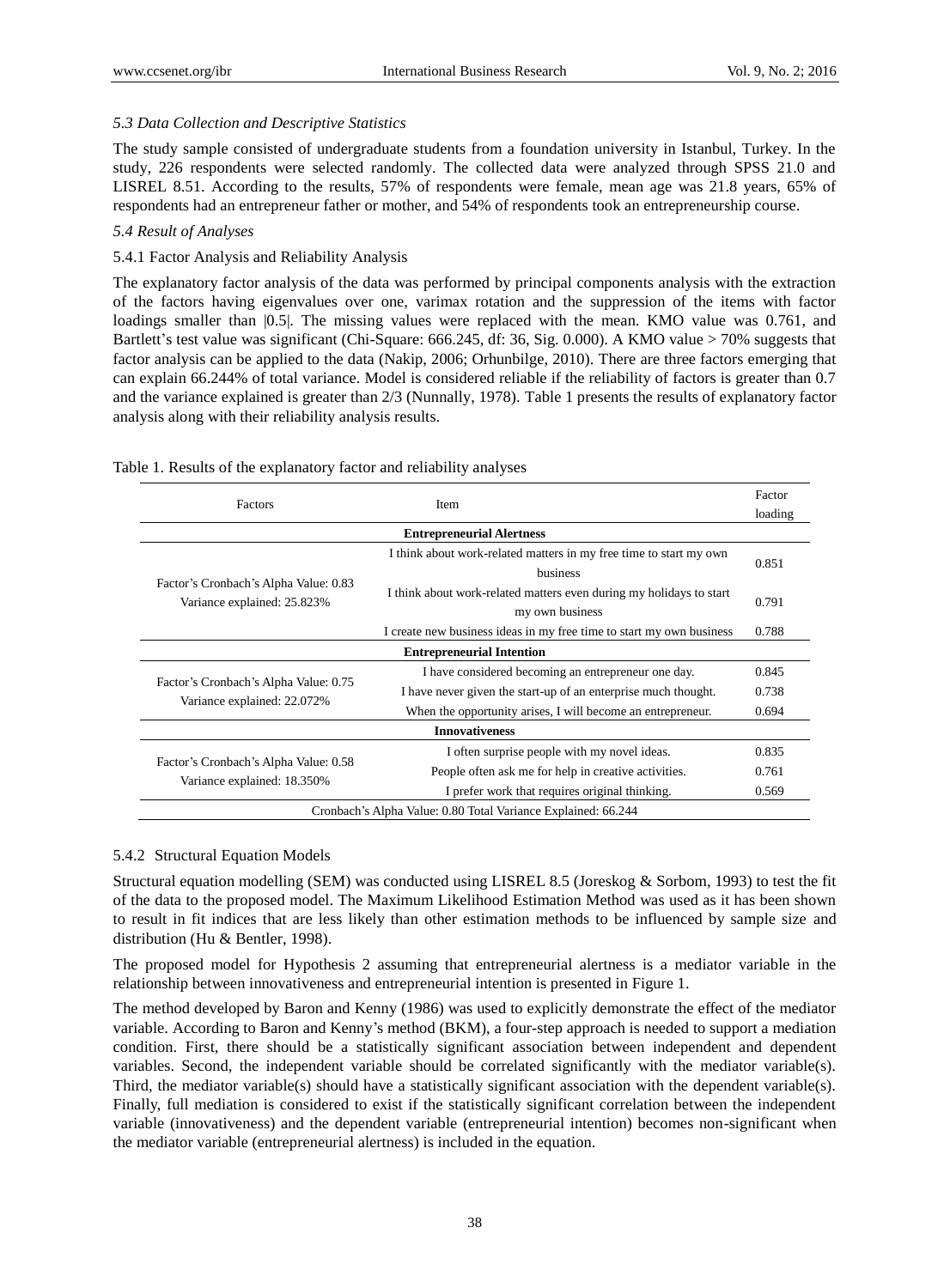### *5.3 Data Collection and Descriptive Statistics*

The study sample consisted of undergraduate students from a foundation university in Istanbul, Turkey. In the study, 226 respondents were selected randomly. The collected data were analyzed through SPSS 21.0 and LISREL 8.51. According to the results, 57% of respondents were female, mean age was 21.8 years, 65% of respondents had an entrepreneur father or mother, and 54% of respondents took an entrepreneurship course.

### *5.4 Result of Analyses*

#### 5.4.1 Factor Analysis and Reliability Analysis

The explanatory factor analysis of the data was performed by principal components analysis with the extraction of the factors having eigenvalues over one, varimax rotation and the suppression of the items with factor loadings smaller than |0.5|. The missing values were replaced with the mean. KMO value was 0.761, and Bartlett's test value was significant (Chi-Square: 666.245, df: 36, Sig. 0.000). A KMO value > 70% suggests that factor analysis can be applied to the data (Nakip, 2006; Orhunbilge, 2010). There are three factors emerging that can explain 66.244% of total variance. Model is considered reliable if the reliability of factors is greater than 0.7 and the variance explained is greater than 2/3 (Nunnally, 1978). Table 1 presents the results of explanatory factor analysis along with their reliability analysis results.

Table 1. Results of the explanatory factor and reliability analyses

| Factors | Item | Factor loading |
|---|---|---|
| | **Entrepreneurial Alertness** | |
| Factor's Cronbach's Alpha Value: 0.83<br>Variance explained: 25.823% | I think about work-related matters in my free time to start my own business | 0.851 |
| | I think about work-related matters even during my holidays to start my own business | 0.791 |
| | I create new business ideas in my free time to start my own business | 0.788 |
| | **Entrepreneurial Intention** | |
| Factor's Cronbach's Alpha Value: 0.75<br>Variance explained: 22.072% | I have considered becoming an entrepreneur one day. | 0.845 |
| | I have never given the start-up of an enterprise much thought. | 0.738 |
| | When the opportunity arises, I will become an entrepreneur. | 0.694 |
| | **Innovativeness** | |
| Factor's Cronbach's Alpha Value: 0.58<br>Variance explained: 18.350% | I often surprise people with my novel ideas. | 0.835 |
| | People often ask me for help in creative activities. | 0.761 |
| | I prefer work that requires original thinking. | 0.569 |
| Cronbach's Alpha Value: 0.80 Total Variance Explained: 66.244 | | |

#### 5.4.2 Structural Equation Models

Structural equation modelling (SEM) was conducted using LISREL 8.5 (Joreskog & Sorbom, 1993) to test the fit of the data to the proposed model. The Maximum Likelihood Estimation Method was used as it has been shown to result in fit indices that are less likely than other estimation methods to be influenced by sample size and distribution (Hu & Bentler, 1998).

The proposed model for Hypothesis 2 assuming that entrepreneurial alertness is a mediator variable in the relationship between innovativeness and entrepreneurial intention is presented in Figure 1.

The method developed by Baron and Kenny (1986) was used to explicitly demonstrate the effect of the mediator variable. According to Baron and Kenny's method (BKM), a four-step approach is needed to support a mediation condition. First, there should be a statistically significant association between independent and dependent variables. Second, the independent variable should be correlated significantly with the mediator variable(s). Third, the mediator variable(s) should have a statistically significant association with the dependent variable(s). Finally, full mediation is considered to exist if the statistically significant correlation between the independent variable (innovativeness) and the dependent variable (entrepreneurial intention) becomes non-significant when the mediator variable (entrepreneurial alertness) is included in the equation.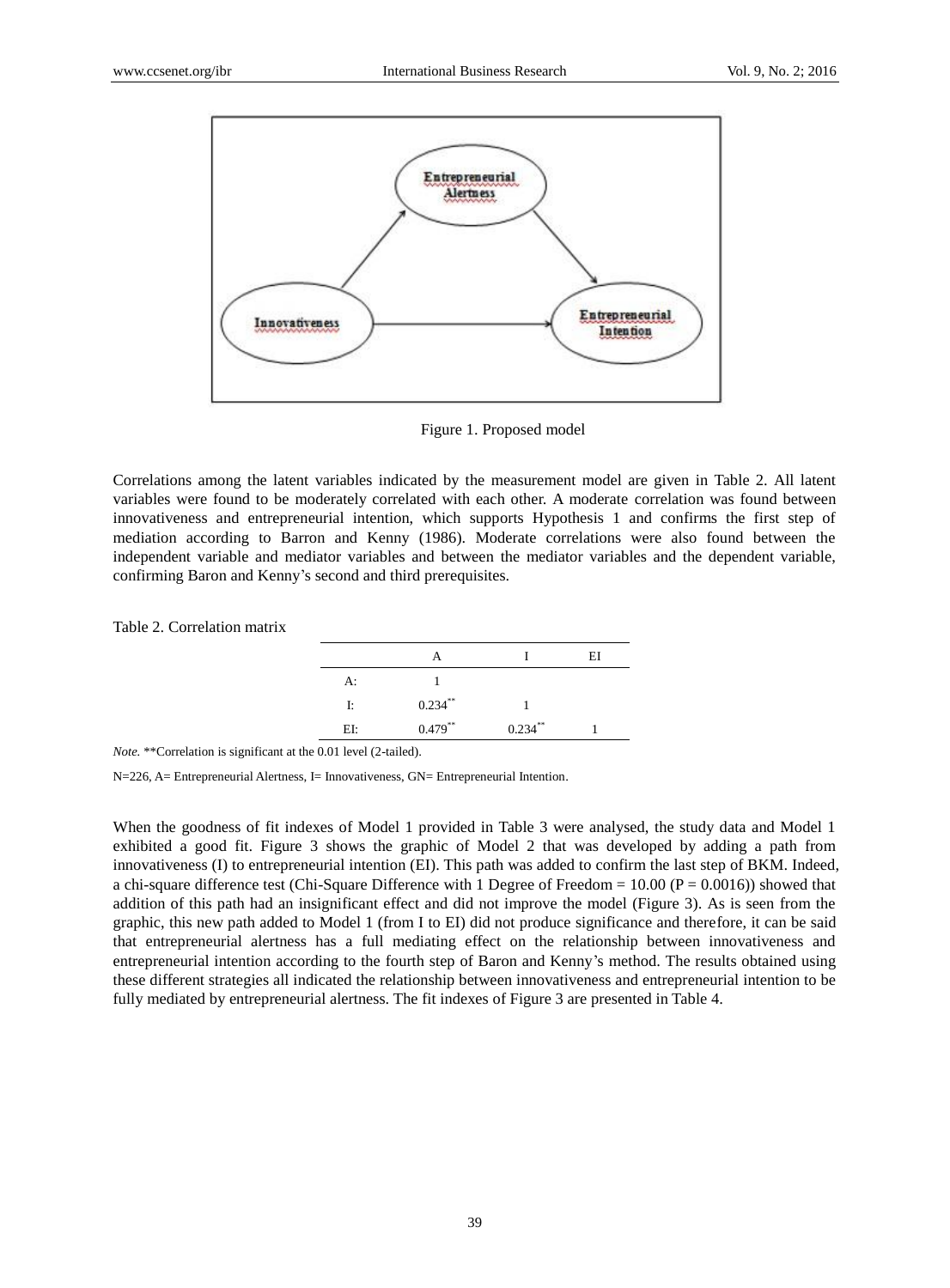Entrepreneurial Alertness

Innovativeness

Entrepreneurial Intention

Figure 1. Proposed model

Correlations among the latent variables indicated by the measurement model are given in Table 2. All latent variables were found to be moderately correlated with each other. A moderate correlation was found between innovativeness and entrepreneurial intention, which supports Hypothesis 1 and confirms the first step of mediation according to Barron and Kenny (1986). Moderate correlations were also found between the independent variable and mediator variables and between the mediator variables and the dependent variable, confirming Baron and Kenny's second and third prerequisites.

Table 2. Correlation matrix

| | A | I | EI |
|---|---|---|---|
| A: | 1 | | |
| I: | 0.234** | 1 | |
| EI: | 0.479** | 0.234** | 1 |

*Note.* **Correlation is significant at the 0.01 level (2-tailed).

N=226, A= Entrepreneurial Alertness, I= Innovativeness, GN= Entrepreneurial Intention.

When the goodness of fit indexes of Model 1 provided in Table 3 were analysed, the study data and Model 1 exhibited a good fit. Figure 3 shows the graphic of Model 2 that was developed by adding a path from innovativeness (I) to entrepreneurial intention (EI). This path was added to confirm the last step of BKM. Indeed, a chi-square difference test (Chi-Square Difference with 1 Degree of Freedom = 10.00 ($P = 0.0016$)) showed that addition of this path had an insignificant effect and did not improve the model (Figure 3). As is seen from the graphic, this new path added to Model 1 (from I to EI) did not produce significance and therefore, it can be said that entrepreneurial alertness has a full mediating effect on the relationship between innovativeness and entrepreneurial intention according to the fourth step of Baron and Kenny's method. The results obtained using these different strategies all indicated the relationship between innovativeness and entrepreneurial intention to be fully mediated by entrepreneurial alertness. The fit indexes of Figure 3 are presented in Table 4.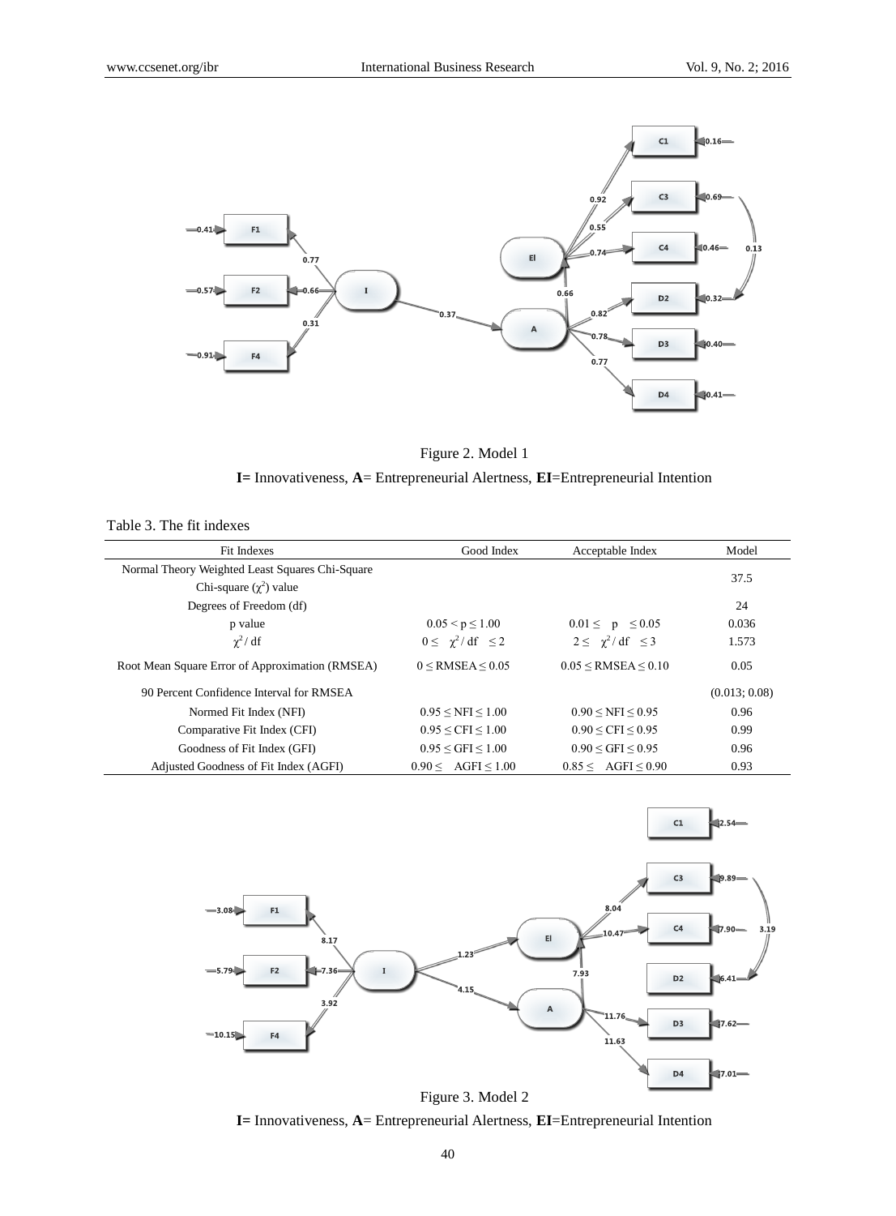0.41
F1
0.77
0.57
F2
0.66
I
0.31
0.91
F4
0.37
C1
0.16
C3
0.69
0.92
0.55
EI
0.74
C4
0.46
0.13
0.66
D2
0.32
A
0.82
0.78
D3
0.40
0.77
D4
0.41

Figure 2. Model 1

**I=** Innovativeness, **A**= Entrepreneurial Alertness, **EI**=Entrepreneurial Intention

Table 3. The fit indexes

| Fit Indexes | Good Index | Acceptable Index | Model |
|---|---|---|---|
| Normal Theory Weighted Least Squares Chi-Square Chi-square ($\chi^2$) value | | | 37.5 |
| Degrees of Freedom (df) | | | 24 |
| p value | $0.05 < p \leq 1.00$ | $0.01 \leq p \leq 0.05$ | 0.036 |
| $\chi^2$ / df | $0 \leq \chi^2/\text{df} \leq 2$ | $2 \leq \chi^2/\text{df} \leq 3$ | 1.573 |
| Root Mean Square Error of Approximation (RMSEA) | $0 \leq \text{RMSEA} \leq 0.05$ | $0.05 \leq \text{RMSEA} \leq 0.10$ | 0.05 |
| 90 Percent Confidence Interval for RMSEA | | | (0.013; 0.08) |
| Normed Fit Index (NFI) | $0.95 \leq \text{NFI} \leq 1.00$ | $0.90 \leq \text{NFI} \leq 0.95$ | 0.96 |
| Comparative Fit Index (CFI) | $0.95 \leq \text{CFI} \leq 1.00$ | $0.90 \leq \text{CFI} \leq 0.95$ | 0.99 |
| Goodness of Fit Index (GFI) | $0.95 \leq \text{GFI} \leq 1.00$ | $0.90 \leq \text{GFI} \leq 0.95$ | 0.96 |
| Adjusted Goodness of Fit Index (AGFI) | $0.90 \leq \text{AGFI} \leq 1.00$ | $0.85 \leq \text{AGFI} \leq 0.90$ | 0.93 |

C1
2.54
C3
9.89
3.08
F1
8.04
8.17
EI
10.47
C4
7.90
3.19
1.23
5.79
F2
7.36
I
7.93
D2
6.41
4.15
3.92
A
11.76
D3
7.62
10.15
F4
11.63
D4
7.01

Figure 3. Model 2

**I=** Innovativeness, **A**= Entrepreneurial Alertness, **EI**=Entrepreneurial Intention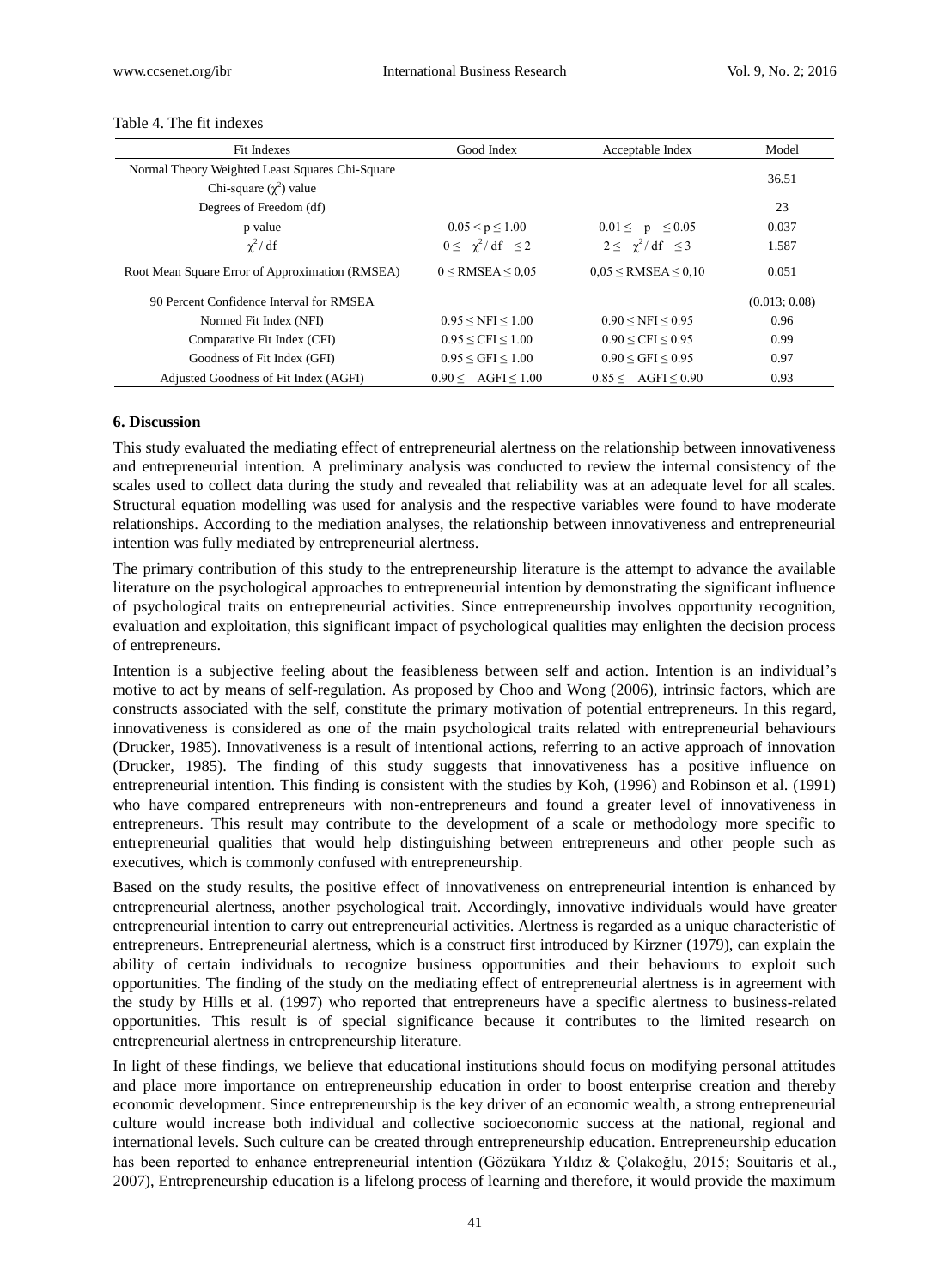Table 4. The fit indexes

| Fit Indexes | Good Index | Acceptable Index | Model |
|---|---|---|---|
| Normal Theory Weighted Least Squares Chi-Square Chi-square ($\chi^2$) value | | | 36.51 |
| Degrees of Freedom (df) | | | 23 |
| p value | $0.05 < p \leq 1.00$ | $0.01 \leq p \leq 0.05$ | 0.037 |
| $\chi^2$/ df | $0 \leq \chi^2/\text{df} \leq 2$ | $2 \leq \chi^2/\text{df} \leq 3$ | 1.587 |
| Root Mean Square Error of Approximation (RMSEA) | $0 \leq$ RMSEA $\leq$ 0,05 | 0,05 $\leq$ RMSEA $\leq$ 0,10 | 0.051 |
| 90 Percent Confidence Interval for RMSEA | | | (0.013; 0.08) |
| Normed Fit Index (NFI) | $0.95 \leq$ NFI $\leq 1.00$ | $0.90 \leq$ NFI $\leq 0.95$ | 0.96 |
| Comparative Fit Index (CFI) | $0.95 \leq$ CFI $\leq 1.00$ | $0.90 \leq$ CFI $\leq 0.95$ | 0.99 |
| Goodness of Fit Index (GFI) | $0.95 \leq$ GFI $\leq 1.00$ | $0.90 \leq$ GFI $\leq 0.95$ | 0.97 |
| Adjusted Goodness of Fit Index (AGFI) | $0.90 \leq$ AGFI $\leq 1.00$ | $0.85 \leq$ AGFI $\leq 0.90$ | 0.93 |

## 6. Discussion

This study evaluated the mediating effect of entrepreneurial alertness on the relationship between innovativeness and entrepreneurial intention. A preliminary analysis was conducted to review the internal consistency of the scales used to collect data during the study and revealed that reliability was at an adequate level for all scales. Structural equation modelling was used for analysis and the respective variables were found to have moderate relationships. According to the mediation analyses, the relationship between innovativeness and entrepreneurial intention was fully mediated by entrepreneurial alertness.

The primary contribution of this study to the entrepreneurship literature is the attempt to advance the available literature on the psychological approaches to entrepreneurial intention by demonstrating the significant influence of psychological traits on entrepreneurial activities. Since entrepreneurship involves opportunity recognition, evaluation and exploitation, this significant impact of psychological qualities may enlighten the decision process of entrepreneurs.

Intention is a subjective feeling about the feasibleness between self and action. Intention is an individual's motive to act by means of self-regulation. As proposed by Choo and Wong (2006), intrinsic factors, which are constructs associated with the self, constitute the primary motivation of potential entrepreneurs. In this regard, innovativeness is considered as one of the main psychological traits related with entrepreneurial behaviours (Drucker, 1985). Innovativeness is a result of intentional actions, referring to an active approach of innovation (Drucker, 1985). The finding of this study suggests that innovativeness has a positive influence on entrepreneurial intention. This finding is consistent with the studies by Koh, (1996) and Robinson et al. (1991) who have compared entrepreneurs with non-entrepreneurs and found a greater level of innovativeness in entrepreneurs. This result may contribute to the development of a scale or methodology more specific to entrepreneurial qualities that would help distinguishing between entrepreneurs and other people such as executives, which is commonly confused with entrepreneurship.

Based on the study results, the positive effect of innovativeness on entrepreneurial intention is enhanced by entrepreneurial alertness, another psychological trait. Accordingly, innovative individuals would have greater entrepreneurial intention to carry out entrepreneurial activities. Alertness is regarded as a unique characteristic of entrepreneurs. Entrepreneurial alertness, which is a construct first introduced by Kirzner (1979), can explain the ability of certain individuals to recognize business opportunities and their behaviours to exploit such opportunities. The finding of the study on the mediating effect of entrepreneurial alertness is in agreement with the study by Hills et al. (1997) who reported that entrepreneurs have a specific alertness to business-related opportunities. This result is of special significance because it contributes to the limited research on entrepreneurial alertness in entrepreneurship literature.

In light of these findings, we believe that educational institutions should focus on modifying personal attitudes and place more importance on entrepreneurship education in order to boost enterprise creation and thereby economic development. Since entrepreneurship is the key driver of an economic wealth, a strong entrepreneurial culture would increase both individual and collective socioeconomic success at the national, regional and international levels. Such culture can be created through entrepreneurship education. Entrepreneurship education has been reported to enhance entrepreneurial intention (Gözükara Yıldız & Çolakoğlu, 2015; Souitaris et al., 2007), Entrepreneurship education is a lifelong process of learning and therefore, it would provide the maximum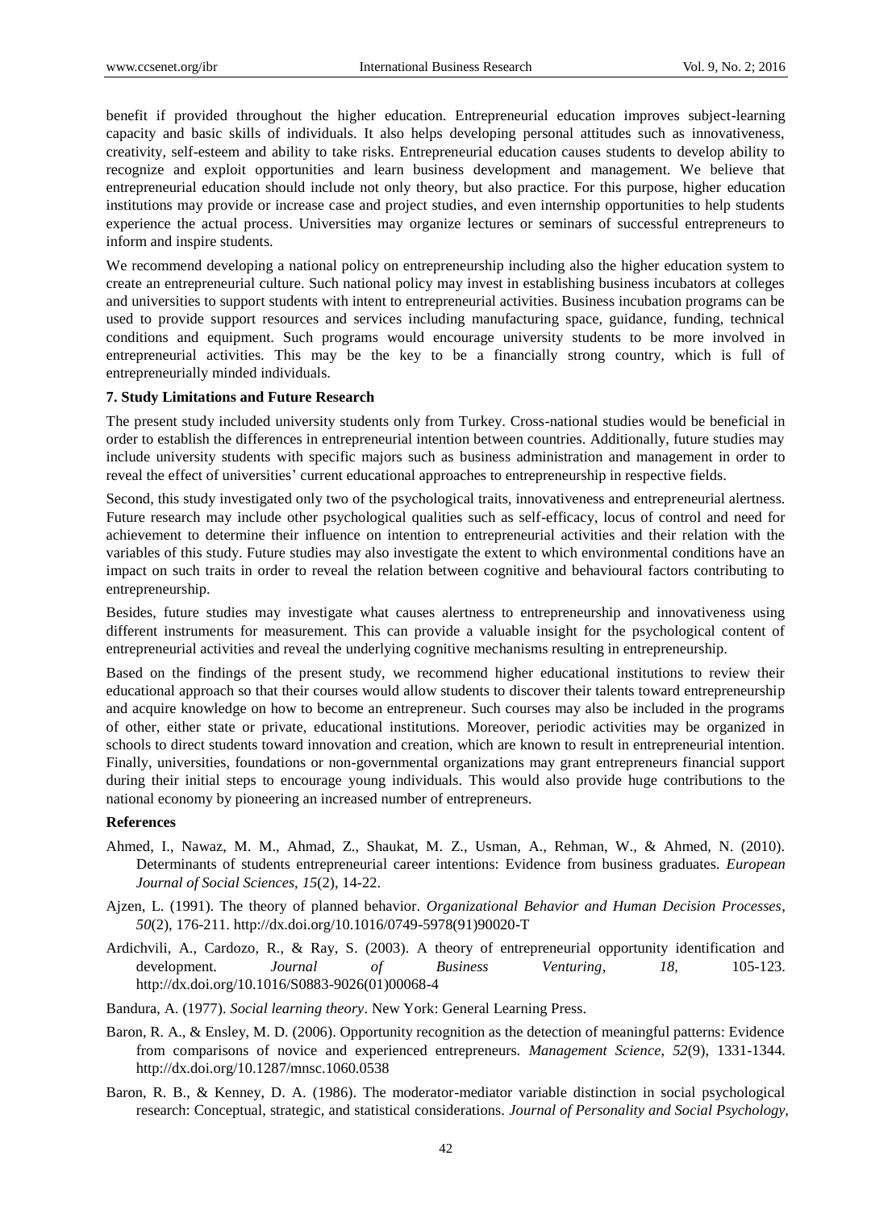benefit if provided throughout the higher education. Entrepreneurial education improves subject-learning capacity and basic skills of individuals. It also helps developing personal attitudes such as innovativeness, creativity, self-esteem and ability to take risks. Entrepreneurial education causes students to develop ability to recognize and exploit opportunities and learn business development and management. We believe that entrepreneurial education should include not only theory, but also practice. For this purpose, higher education institutions may provide or increase case and project studies, and even internship opportunities to help students experience the actual process. Universities may organize lectures or seminars of successful entrepreneurs to inform and inspire students.

We recommend developing a national policy on entrepreneurship including also the higher education system to create an entrepreneurial culture. Such national policy may invest in establishing business incubators at colleges and universities to support students with intent to entrepreneurial activities. Business incubation programs can be used to provide support resources and services including manufacturing space, guidance, funding, technical conditions and equipment. Such programs would encourage university students to be more involved in entrepreneurial activities. This may be the key to be a financially strong country, which is full of entrepreneurially minded individuals.

### 7. Study Limitations and Future Research

The present study included university students only from Turkey. Cross-national studies would be beneficial in order to establish the differences in entrepreneurial intention between countries. Additionally, future studies may include university students with specific majors such as business administration and management in order to reveal the effect of universities' current educational approaches to entrepreneurship in respective fields.

Second, this study investigated only two of the psychological traits, innovativeness and entrepreneurial alertness. Future research may include other psychological qualities such as self-efficacy, locus of control and need for achievement to determine their influence on intention to entrepreneurial activities and their relation with the variables of this study. Future studies may also investigate the extent to which environmental conditions have an impact on such traits in order to reveal the relation between cognitive and behavioural factors contributing to entrepreneurship.

Besides, future studies may investigate what causes alertness to entrepreneurship and innovativeness using different instruments for measurement. This can provide a valuable insight for the psychological content of entrepreneurial activities and reveal the underlying cognitive mechanisms resulting in entrepreneurship.

Based on the findings of the present study, we recommend higher educational institutions to review their educational approach so that their courses would allow students to discover their talents toward entrepreneurship and acquire knowledge on how to become an entrepreneur. Such courses may also be included in the programs of other, either state or private, educational institutions. Moreover, periodic activities may be organized in schools to direct students toward innovation and creation, which are known to result in entrepreneurial intention. Finally, universities, foundations or non-governmental organizations may grant entrepreneurs financial support during their initial steps to encourage young individuals. This would also provide huge contributions to the national economy by pioneering an increased number of entrepreneurs.

### References

Ahmed, I., Nawaz, M. M., Ahmad, Z., Shaukat, M. Z., Usman, A., Rehman, W., & Ahmed, N. (2010). Determinants of students entrepreneurial career intentions: Evidence from business graduates. *European Journal of Social Sciences, 15*(2), 14-22.

Ajzen, L. (1991). The theory of planned behavior. *Organizational Behavior and Human Decision Processes*, *50*(2), 176-211. http://dx.doi.org/10.1016/0749-5978(91)90020-T

Ardichvili, A., Cardozo, R., & Ray, S. (2003). A theory of entrepreneurial opportunity identification and development. *Journal of Business Venturing*, *18*, 105-123. http://dx.doi.org/10.1016/S0883-9026(01)00068-4

Bandura, A. (1977). *Social learning theory*. New York: General Learning Press.

Baron, R. A., & Ensley, M. D. (2006). Opportunity recognition as the detection of meaningful patterns: Evidence from comparisons of novice and experienced entrepreneurs. *Management Science*, *52*(9), 1331-1344. http://dx.doi.org/10.1287/mnsc.1060.0538

Baron, R. B., & Kenney, D. A. (1986). The moderator-mediator variable distinction in social psychological research: Conceptual, strategic, and statistical considerations. *Journal of Personality and Social Psychology,*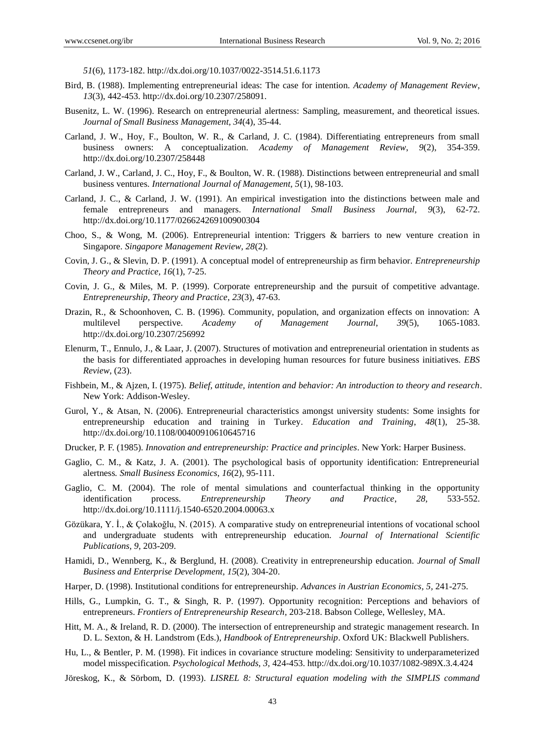*51*(6), 1173-182. http://dx.doi.org/10.1037/0022-3514.51.6.1173

Bird, B. (1988). Implementing entrepreneurial ideas: The case for intention. *Academy of Management Review*, *13*(3), 442-453. http://dx.doi.org/10.2307/258091.

Busenitz, L. W. (1996). Research on entrepreneurial alertness: Sampling, measurement, and theoretical issues. *Journal of Small Business Management*, *34*(4), 35-44.

Carland, J. W., Hoy, F., Boulton, W. R., & Carland, J. C. (1984). Differentiating entrepreneurs from small business owners: A conceptualization. *Academy of Management Review*, *9*(2), 354-359. http://dx.doi.org/10.2307/258448

Carland, J. W., Carland, J. C., Hoy, F., & Boulton, W. R. (1988). Distinctions between entrepreneurial and small business ventures. *International Journal of Management*, *5*(1), 98-103.

Carland, J. C., & Carland, J. W. (1991). An empirical investigation into the distinctions between male and female entrepreneurs and managers. *International Small Business Journal*, *9*(3), 62-72. http://dx.doi.org/10.1177/026624269100900304

Choo, S., & Wong, M. (2006). Entrepreneurial intention: Triggers & barriers to new venture creation in Singapore. *Singapore Management Review, 28*(2).

Covin, J. G., & Slevin, D. P. (1991). A conceptual model of entrepreneurship as firm behavior. *Entrepreneurship Theory and Practice, 16*(1), 7-25.

Covin, J. G., & Miles, M. P. (1999). Corporate entrepreneurship and the pursuit of competitive advantage. *Entrepreneurship, Theory and Practice*, *23*(3), 47-63.

Drazin, R., & Schoonhoven, C. B. (1996). Community, population, and organization effects on innovation: A multilevel perspective. *Academy of Management Journal*, *39*(5), 1065-1083. http://dx.doi.org/10.2307/256992

Elenurm, T., Ennulo, J., & Laar, J. (2007). Structures of motivation and entrepreneurial orientation in students as the basis for differentiated approaches in developing human resources for future business initiatives. *EBS Review*, (23).

Fishbein, M., & Ajzen, I. (1975). *Belief, attitude, intention and behavior: An introduction to theory and research*. New York: Addison-Wesley.

Gurol, Y., & Atsan, N. (2006). Entrepreneurial characteristics amongst university students: Some insights for entrepreneurship education and training in Turkey. *Education and Training*, *48*(1), 25-38. http://dx.doi.org/10.1108/00400910610645716

Drucker, P. F. (1985). *Innovation and entrepreneurship: Practice and principles*. New York: Harper Business.

Gaglio, C. M., & Katz, J. A. (2001). The psychological basis of opportunity identification: Entrepreneurial alertness*. Small Business Economics*, *16*(2), 95-111.

Gaglio, C. M. (2004). The role of mental simulations and counterfactual thinking in the opportunity identification process. *Entrepreneurship Theory and Practice*, *28*, 533-552. http://dx.doi.org/10.1111/j.1540-6520.2004.00063.x

Gözükara, Y. İ., & Çolakoğlu, N. (2015). A comparative study on entrepreneurial intentions of vocational school and undergraduate students with entrepreneurship education. *Journal of International Scientific Publications*, *9*, 203-209.

Hamidi, D., Wennberg, K., & Berglund, H. (2008). Creativity in entrepreneurship education. *Journal of Small Business and Enterprise Development, 15*(2), 304-20.

Harper, D. (1998). Institutional conditions for entrepreneurship. *Advances in Austrian Economics*, *5,* 241-275.

Hills, G., Lumpkin, G. T., & Singh, R. P. (1997). Opportunity recognition: Perceptions and behaviors of entrepreneurs. *Frontiers of Entrepreneurship Research*, 203-218. Babson College, Wellesley, MA.

Hitt, M. A., & Ireland, R. D. (2000). The intersection of entrepreneurship and strategic management research. In D. L. Sexton, & H. Landstrom (Eds.), *Handbook of Entrepreneurship*. Oxford UK: Blackwell Publishers.

Hu, L., & Bentler, P. M. (1998). Fit indices in covariance structure modeling: Sensitivity to underparameterized model misspecification. *Psychological Methods, 3,* 424-453. http://dx.doi.org/10.1037/1082-989X.3.4.424

Jöreskog, K., & Sörbom, D. (1993). *LISREL 8: Structural equation modeling with the SIMPLIS command*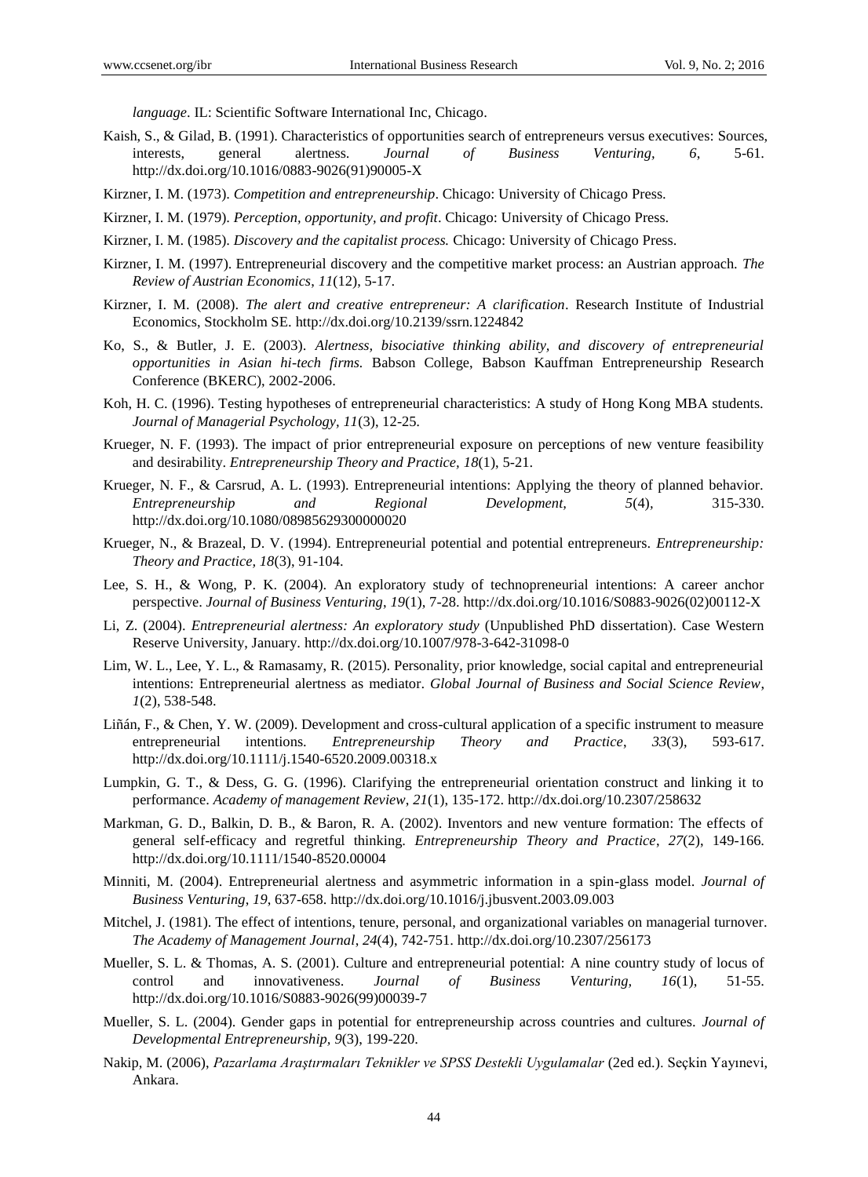*language*. IL: Scientific Software International Inc, Chicago.

Kaish, S., & Gilad, B. (1991). Characteristics of opportunities search of entrepreneurs versus executives: Sources, interests, general alertness. *Journal of Business Venturing, 6*, 5-61. http://dx.doi.org/10.1016/0883-9026(91)90005-X

Kirzner, I. M. (1973). *Competition and entrepreneurship*. Chicago: University of Chicago Press.

Kirzner, I. M. (1979). *Perception, opportunity, and profit*. Chicago: University of Chicago Press.

Kirzner, I. M. (1985). *Discovery and the capitalist process.* Chicago: University of Chicago Press.

Kirzner, I. M. (1997). Entrepreneurial discovery and the competitive market process: an Austrian approach. *The Review of Austrian Economics*, *11*(12), 5-17.

Kirzner, I. M. (2008). *The alert and creative entrepreneur: A clarification*. Research Institute of Industrial Economics, Stockholm SE. http://dx.doi.org/10.2139/ssrn.1224842

Ko, S., & Butler, J. E. (2003). *Alertness, bisociative thinking ability, and discovery of entrepreneurial opportunities in Asian hi-tech firms.* Babson College, Babson Kauffman Entrepreneurship Research Conference (BKERC), 2002-2006.

Koh, H. C. (1996). Testing hypotheses of entrepreneurial characteristics: A study of Hong Kong MBA students. *Journal of Managerial Psychology, 11*(3), 12-25.

Krueger, N. F. (1993). The impact of prior entrepreneurial exposure on perceptions of new venture feasibility and desirability. *Entrepreneurship Theory and Practice, 18*(1), 5-21.

Krueger, N. F., & Carsrud, A. L. (1993). Entrepreneurial intentions: Applying the theory of planned behavior. *Entrepreneurship and Regional Development, 5*(4), 315-330. http://dx.doi.org/10.1080/08985629300000020

Krueger, N., & Brazeal, D. V. (1994). Entrepreneurial potential and potential entrepreneurs. *Entrepreneurship: Theory and Practice, 18*(3), 91-104.

Lee, S. H., & Wong, P. K. (2004). An exploratory study of technopreneurial intentions: A career anchor perspective. *Journal of Business Venturing*, *19*(1), 7-28. http://dx.doi.org/10.1016/S0883-9026(02)00112-X

Li, Z. (2004). *Entrepreneurial alertness: An exploratory study* (Unpublished PhD dissertation). Case Western Reserve University, January. http://dx.doi.org/10.1007/978-3-642-31098-0

Lim, W. L., Lee, Y. L., & Ramasamy, R. (2015). Personality, prior knowledge, social capital and entrepreneurial intentions: Entrepreneurial alertness as mediator. *Global Journal of Business and Social Science Review*, *1*(2), 538-548.

Liñán, F., & Chen, Y. W. (2009). Development and cross-cultural application of a specific instrument to measure entrepreneurial intentions. *Entrepreneurship Theory and Practice*, *33*(3), 593-617. http://dx.doi.org/10.1111/j.1540-6520.2009.00318.x

Lumpkin, G. T., & Dess, G. G. (1996). Clarifying the entrepreneurial orientation construct and linking it to performance. *Academy of management Review*, *21*(1), 135-172. http://dx.doi.org/10.2307/258632

Markman, G. D., Balkin, D. B., & Baron, R. A. (2002). Inventors and new venture formation: The effects of general self-efficacy and regretful thinking. *Entrepreneurship Theory and Practice*, *27*(2), 149-166. http://dx.doi.org/10.1111/1540-8520.00004

Minniti, M. (2004). Entrepreneurial alertness and asymmetric information in a spin-glass model. *Journal of Business Venturing*, *19*, 637-658. http://dx.doi.org/10.1016/j.jbusvent.2003.09.003

Mitchel, J. (1981). The effect of intentions, tenure, personal, and organizational variables on managerial turnover. *The Academy of Management Journal*, *24*(4), 742-751. http://dx.doi.org/10.2307/256173

Mueller, S. L. & Thomas, A. S. (2001). Culture and entrepreneurial potential: A nine country study of locus of control and innovativeness. *Journal of Business Venturing, 16*(1), 51-55. http://dx.doi.org/10.1016/S0883-9026(99)00039-7

Mueller, S. L. (2004). Gender gaps in potential for entrepreneurship across countries and cultures. *Journal of Developmental Entrepreneurship, 9*(3), 199-220.

Nakip, M. (2006), *Pazarlama Araştırmaları Teknikler ve SPSS Destekli Uygulamalar* (2ed ed.). Seçkin Yayınevi, Ankara.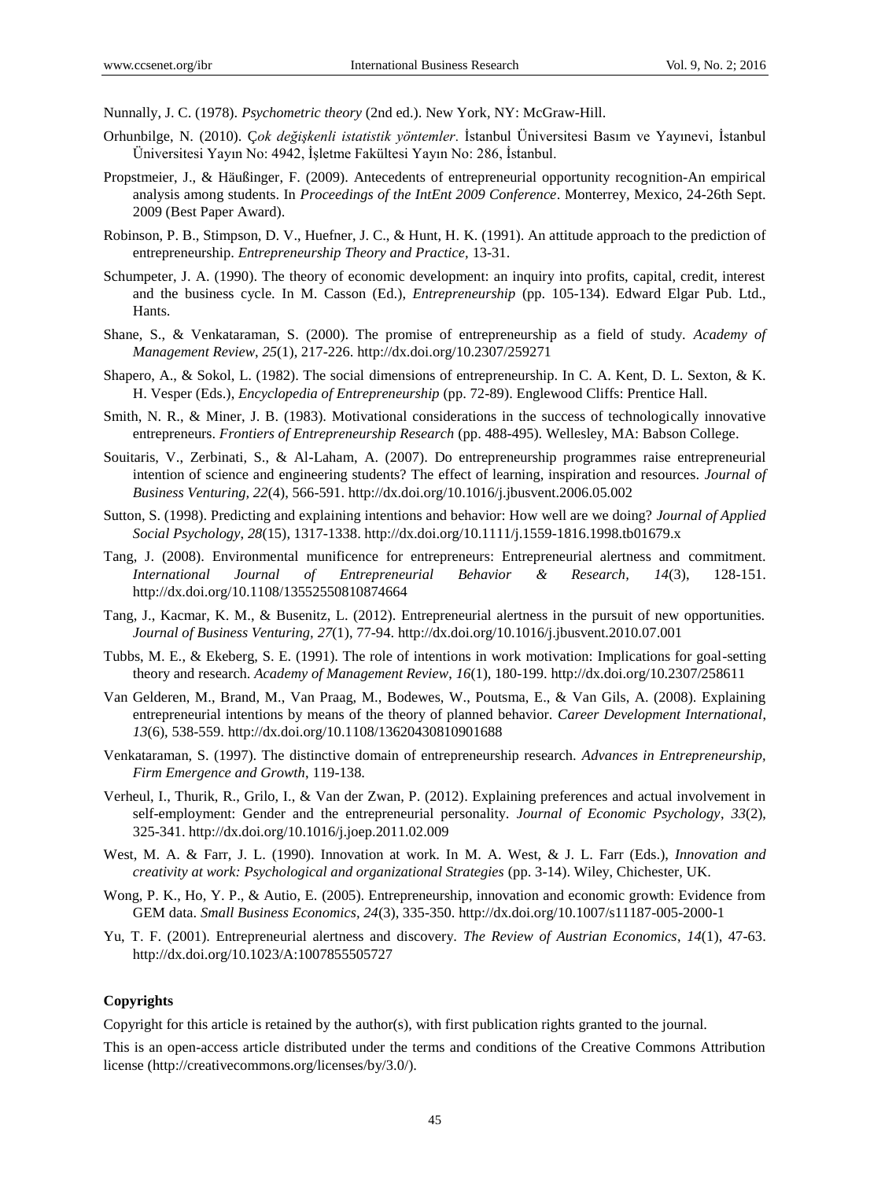Nunnally, J. C. (1978). *Psychometric theory* (2nd ed.). New York, NY: McGraw-Hill.

Orhunbilge, N. (2010). *Çok değişkenli istatistik yöntemler*. İstanbul Üniversitesi Basım ve Yayınevi, İstanbul Üniversitesi Yayın No: 4942, İşletme Fakültesi Yayın No: 286, İstanbul.

Propstmeier, J., & Häußinger, F. (2009). Antecedents of entrepreneurial opportunity recognition-An empirical analysis among students. In *Proceedings of the IntEnt 2009 Conference*. Monterrey, Mexico, 24-26th Sept. 2009 (Best Paper Award).

Robinson, P. B., Stimpson, D. V., Huefner, J. C., & Hunt, H. K. (1991). An attitude approach to the prediction of entrepreneurship. *Entrepreneurship Theory and Practice*, 13-31.

Schumpeter, J. A. (1990). The theory of economic development: an inquiry into profits, capital, credit, interest and the business cycle. In M. Casson (Ed.), *Entrepreneurship* (pp. 105-134). Edward Elgar Pub. Ltd., Hants.

Shane, S., & Venkataraman, S. (2000). The promise of entrepreneurship as a field of study. *Academy of Management Review*, *25*(1), 217-226. http://dx.doi.org/10.2307/259271

Shapero, A., & Sokol, L. (1982). The social dimensions of entrepreneurship. In C. A. Kent, D. L. Sexton, & K. H. Vesper (Eds.), *Encyclopedia of Entrepreneurship* (pp. 72-89). Englewood Cliffs: Prentice Hall.

Smith, N. R., & Miner, J. B. (1983). Motivational considerations in the success of technologically innovative entrepreneurs. *Frontiers of Entrepreneurship Research* (pp. 488-495). Wellesley, MA: Babson College.

Souitaris, V., Zerbinati, S., & Al-Laham, A. (2007). Do entrepreneurship programmes raise entrepreneurial intention of science and engineering students? The effect of learning, inspiration and resources. *Journal of Business Venturing, 22*(4), 566-591. http://dx.doi.org/10.1016/j.jbusvent.2006.05.002

Sutton, S. (1998). Predicting and explaining intentions and behavior: How well are we doing? *Journal of Applied Social Psychology, 28*(15), 1317-1338. http://dx.doi.org/10.1111/j.1559-1816.1998.tb01679.x

Tang, J. (2008). Environmental munificence for entrepreneurs: Entrepreneurial alertness and commitment. *International Journal of Entrepreneurial Behavior & Research, 14*(3), 128-151. http://dx.doi.org/10.1108/13552550810874664

Tang, J., Kacmar, K. M., & Busenitz, L. (2012). Entrepreneurial alertness in the pursuit of new opportunities. *Journal of Business Venturing, 27*(1), 77-94. http://dx.doi.org/10.1016/j.jbusvent.2010.07.001

Tubbs, M. E., & Ekeberg, S. E. (1991). The role of intentions in work motivation: Implications for goal-setting theory and research. *Academy of Management Review*, *16*(1), 180-199. http://dx.doi.org/10.2307/258611

Van Gelderen, M., Brand, M., Van Praag, M., Bodewes, W., Poutsma, E., & Van Gils, A. (2008). Explaining entrepreneurial intentions by means of the theory of planned behavior. *Career Development International*, *13*(6), 538-559. http://dx.doi.org/10.1108/13620430810901688

Venkataraman, S. (1997). The distinctive domain of entrepreneurship research. *Advances in Entrepreneurship, Firm Emergence and Growth*, 119-138.

Verheul, I., Thurik, R., Grilo, I., & Van der Zwan, P. (2012). Explaining preferences and actual involvement in self-employment: Gender and the entrepreneurial personality. *Journal of Economic Psychology*, *33*(2), 325-341. http://dx.doi.org/10.1016/j.joep.2011.02.009

West, M. A. & Farr, J. L. (1990). Innovation at work. In M. A. West, & J. L. Farr (Eds.), *Innovation and creativity at work: Psychological and organizational Strategies* (pp. 3-14). Wiley, Chichester, UK.

Wong, P. K., Ho, Y. P., & Autio, E. (2005). Entrepreneurship, innovation and economic growth: Evidence from GEM data. *Small Business Economics, 24*(3), 335-350. http://dx.doi.org/10.1007/s11187-005-2000-1

Yu, T. F. (2001). Entrepreneurial alertness and discovery. *The Review of Austrian Economics*, *14*(1), 47-63. http://dx.doi.org/10.1023/A:1007855505727

**Copyrights**

Copyright for this article is retained by the author(s), with first publication rights granted to the journal.

This is an open-access article distributed under the terms and conditions of the Creative Commons Attribution license (http://creativecommons.org/licenses/by/3.0/).